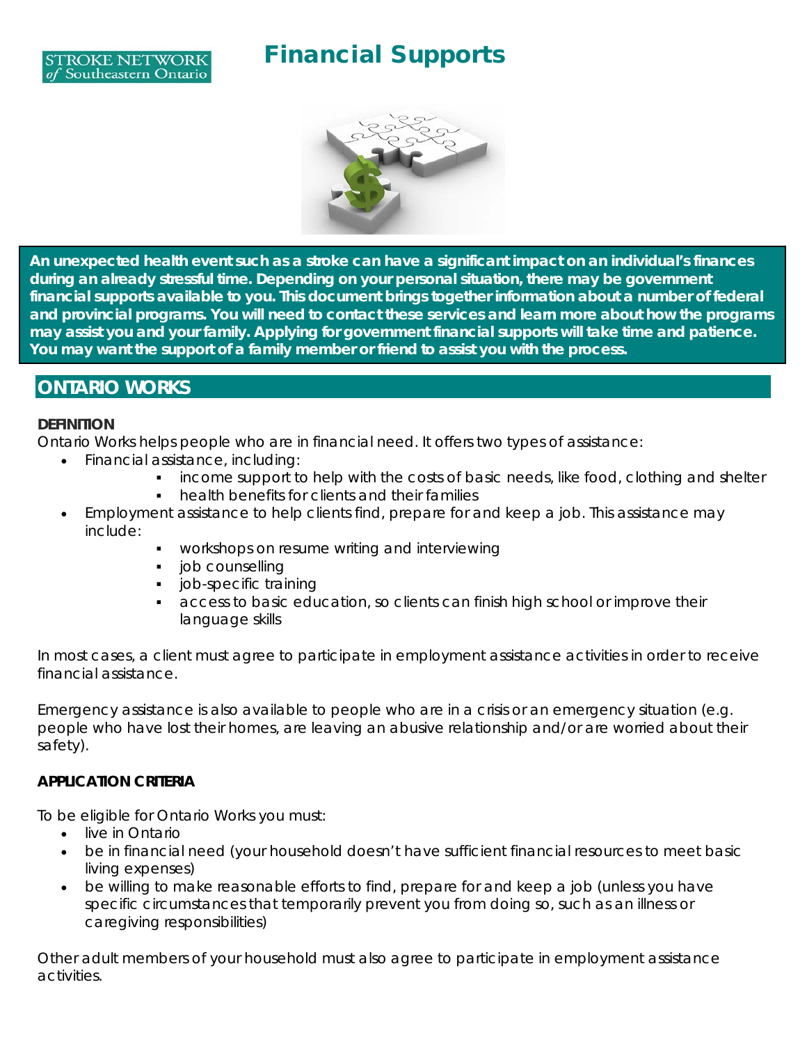STROKE NETWORK of Southeastern Ontario

# Financial Supports

**An unexpected health event such as a stroke can have a significant impact on an individual's finances during an already stressful time. Depending on your personal situation, there may be government financial supports available to you. This document brings together information about a number of federal and provincial programs. You will need to contact these services and learn more about how the programs may assist you and your family. Applying for government financial supports will take time and patience. You may want the support of a family member or friend to assist you with the process.**

## ONTARIO WORKS

**DEFINITION**

Ontario Works helps people who are in financial need. It offers two types of assistance:

- Financial assistance, including:
  - income support to help with the costs of basic needs, like food, clothing and shelter
  - health benefits for clients and their families
- Employment assistance to help clients find, prepare for and keep a job. This assistance may include:
  - workshops on resume writing and interviewing
  - job counselling
  - job-specific training
  - access to basic education, so clients can finish high school or improve their language skills

In most cases, a client must agree to participate in employment assistance activities in order to receive financial assistance.

Emergency assistance is also available to people who are in a crisis or an emergency situation (e.g. people who have lost their homes, are leaving an abusive relationship and/or are worried about their safety).

**APPLICATION CRITERIA**

To be eligible for Ontario Works you must:

- live in Ontario
- be in financial need (your household doesn't have sufficient financial resources to meet basic living expenses)
- be willing to make reasonable efforts to find, prepare for and keep a job (unless you have specific circumstances that temporarily prevent you from doing so, such as an illness or caregiving responsibilities)

Other adult members of your household must also agree to participate in employment assistance activities.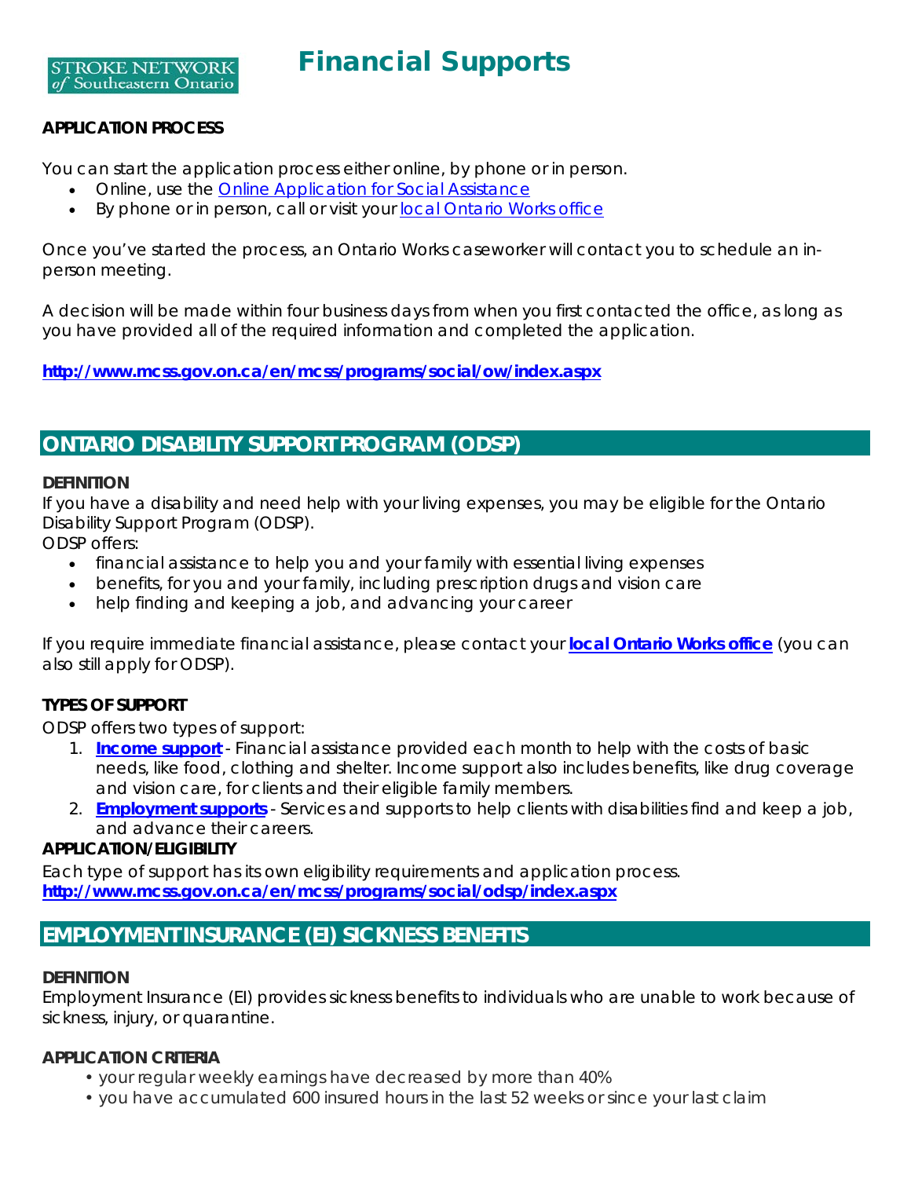# Financial Supports

**APPLICATION PROCESS**

You can start the application process either online, by phone or in person.

- Online, use the [Online Application for Social Assistance]
- By phone or in person, call or visit your [local Ontario Works office]

Once you've started the process, an Ontario Works caseworker will contact you to schedule an in-person meeting.

A decision will be made within four business days from when you first contacted the office, as long as you have provided all of the required information and completed the application.

**http://www.mcss.gov.on.ca/en/mcss/programs/social/ow/index.aspx**

## ONTARIO DISABILITY SUPPORT PROGRAM (ODSP)

**DEFINITION**

If you have a disability and need help with your living expenses, you may be eligible for the Ontario Disability Support Program (ODSP).

ODSP offers:

- financial assistance to help you and your family with essential living expenses
- benefits, for you and your family, including prescription drugs and vision care
- help finding and keeping a job, and advancing your career

If you require immediate financial assistance, please contact your **local Ontario Works office** (you can also still apply for ODSP).

**TYPES OF SUPPORT**

ODSP offers two types of support:

1. **Income support** - Financial assistance provided each month to help with the costs of basic needs, like food, clothing and shelter. Income support also includes benefits, like drug coverage and vision care, for clients and their eligible family members.
2. **Employment supports** - Services and supports to help clients with disabilities find and keep a job, and advance their careers.

**APPLICATION/ELIGIBILITY**

Each type of support has its own eligibility requirements and application process.
**http://www.mcss.gov.on.ca/en/mcss/programs/social/odsp/index.aspx**

## EMPLOYMENT INSURANCE (EI) SICKNESS BENEFITS

**DEFINITION**

Employment Insurance (EI) provides sickness benefits to individuals who are unable to work because of sickness, injury, or quarantine.

**APPLICATION CRITERIA**

- your regular weekly earnings have decreased by more than 40%
- you have accumulated 600 insured hours in the last 52 weeks or since your last claim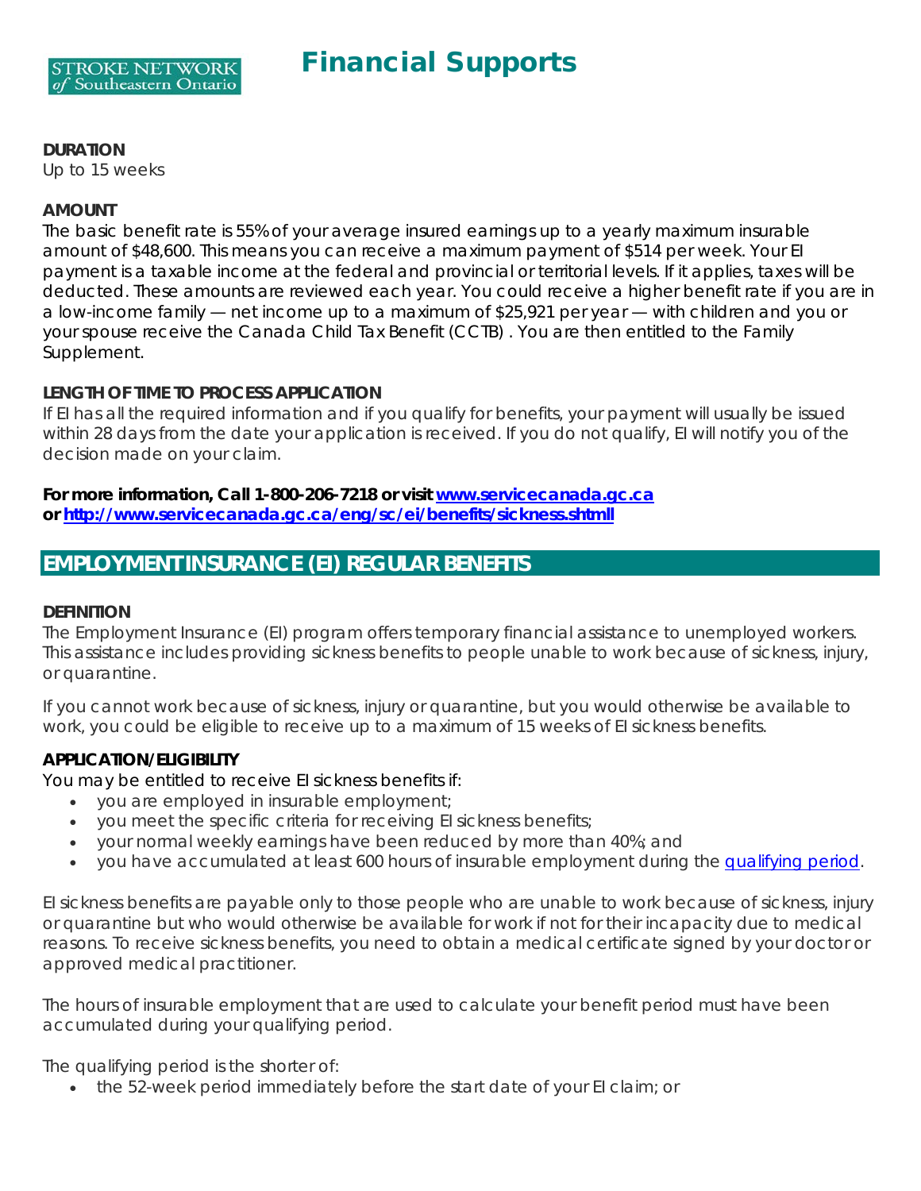**DURATION**
Up to 15 weeks

**AMOUNT**
The basic benefit rate is 55% of your average insured earnings up to a yearly maximum insurable amount of $48,600. This means you can receive a maximum payment of $514 per week. Your EI payment is a taxable income at the federal and provincial or territorial levels. If it applies, taxes will be deducted. These amounts are reviewed each year. You could receive a higher benefit rate if you are in a low-income family — net income up to a maximum of $25,921 per year — with children and you or your spouse receive the Canada Child Tax Benefit (CCTB) . You are then entitled to the Family Supplement.

**LENGTH OF TIME TO PROCESS APPLICATION**
If EI has all the required information and if you qualify for benefits, your payment will usually be issued within 28 days from the date your application is received. If you do not qualify, EI will notify you of the decision made on your claim.

**For more information, Call 1-800-206-7218 or visit [www.servicecanada.gc.ca](http://www.servicecanada.gc.ca) or [http://www.servicecanada.gc.ca/eng/sc/ei/benefits/sickness.shtmll](http://www.servicecanada.gc.ca/eng/sc/ei/benefits/sickness.shtmll)**

## EMPLOYMENT INSURANCE (EI) REGULAR BENEFITS

**DEFINITION**
The Employment Insurance (EI) program offers temporary financial assistance to unemployed workers. This assistance includes providing sickness benefits to people unable to work because of sickness, injury, or quarantine.

If you cannot work because of sickness, injury or quarantine, but you would otherwise be available to work, you could be eligible to receive up to a maximum of 15 weeks of EI sickness benefits.

**APPLICATION/ELIGIBILITY**
You may be entitled to receive EI sickness benefits if:

- you are employed in insurable employment;
- you meet the specific criteria for receiving EI sickness benefits;
- your normal weekly earnings have been reduced by more than 40%; and
- you have accumulated at least 600 hours of insurable employment during the qualifying period.

EI sickness benefits are payable only to those people who are unable to work because of sickness, injury or quarantine but who would otherwise be available for work if not for their incapacity due to medical reasons. To receive sickness benefits, you need to obtain a medical certificate signed by your doctor or approved medical practitioner.

The hours of insurable employment that are used to calculate your benefit period must have been accumulated during your qualifying period.

The qualifying period is the shorter of:

- the 52-week period immediately before the start date of your EI claim; or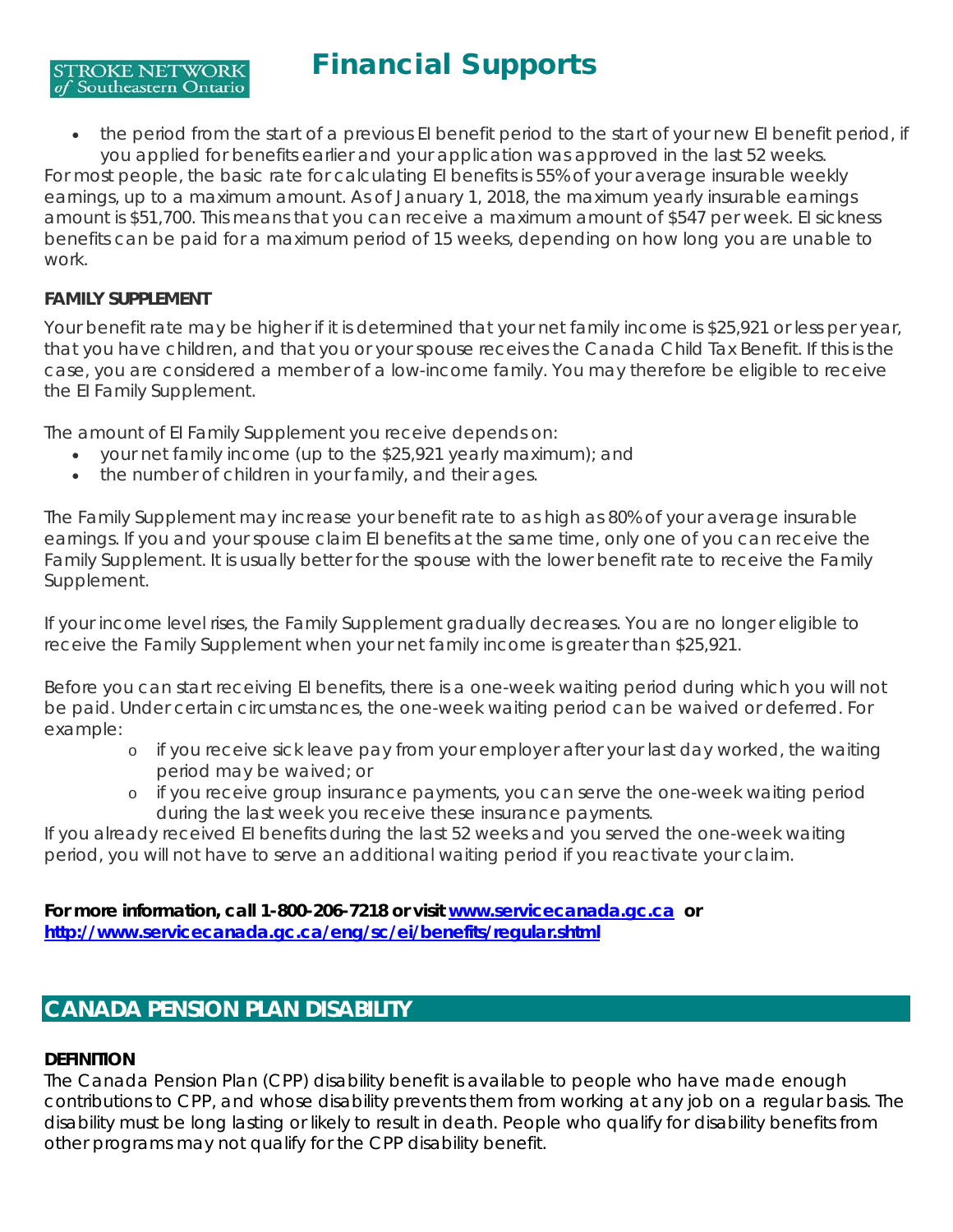- the period from the start of a previous EI benefit period to the start of your new EI benefit period, if you applied for benefits earlier and your application was approved in the last 52 weeks.

For most people, the basic rate for calculating EI benefits is 55% of your average insurable weekly earnings, up to a maximum amount. As of January 1, 2018, the maximum yearly insurable earnings amount is $51,700. This means that you can receive a maximum amount of $547 per week. EI sickness benefits can be paid for a maximum period of 15 weeks, depending on how long you are unable to work.

**FAMILY SUPPLEMENT**

Your benefit rate may be higher if it is determined that your net family income is $25,921 or less per year, that you have children, and that you or your spouse receives the Canada Child Tax Benefit. If this is the case, you are considered a member of a low-income family. You may therefore be eligible to receive the EI Family Supplement.

The amount of EI Family Supplement you receive depends on:

- your net family income (up to the $25,921 yearly maximum); and
- the number of children in your family, and their ages.

The Family Supplement may increase your benefit rate to as high as 80% of your average insurable earnings. If you and your spouse claim EI benefits at the same time, only one of you can receive the Family Supplement. It is usually better for the spouse with the lower benefit rate to receive the Family Supplement.

If your income level rises, the Family Supplement gradually decreases. You are no longer eligible to receive the Family Supplement when your net family income is greater than $25,921.

Before you can start receiving EI benefits, there is a one-week waiting period during which you will not be paid. Under certain circumstances, the one-week waiting period can be waived or deferred. For example:

- if you receive sick leave pay from your employer after your last day worked, the waiting period may be waived; or
- if you receive group insurance payments, you can serve the one-week waiting period during the last week you receive these insurance payments.

If you already received EI benefits during the last 52 weeks and you served the one-week waiting period, you will not have to serve an additional waiting period if you reactivate your claim.

**For more information, call 1-800-206-7218 or visit [www.servicecanada.gc.ca](www.servicecanada.gc.ca) or [http://www.servicecanada.gc.ca/eng/sc/ei/benefits/regular.shtml](http://www.servicecanada.gc.ca/eng/sc/ei/benefits/regular.shtml)**

## CANADA PENSION PLAN DISABILITY

**DEFINITION**

The Canada Pension Plan (CPP) disability benefit is available to people who have made enough contributions to CPP, and whose disability prevents them from working at any job on a regular basis. The disability must be long lasting or likely to result in death. People who qualify for disability benefits from other programs may not qualify for the CPP disability benefit.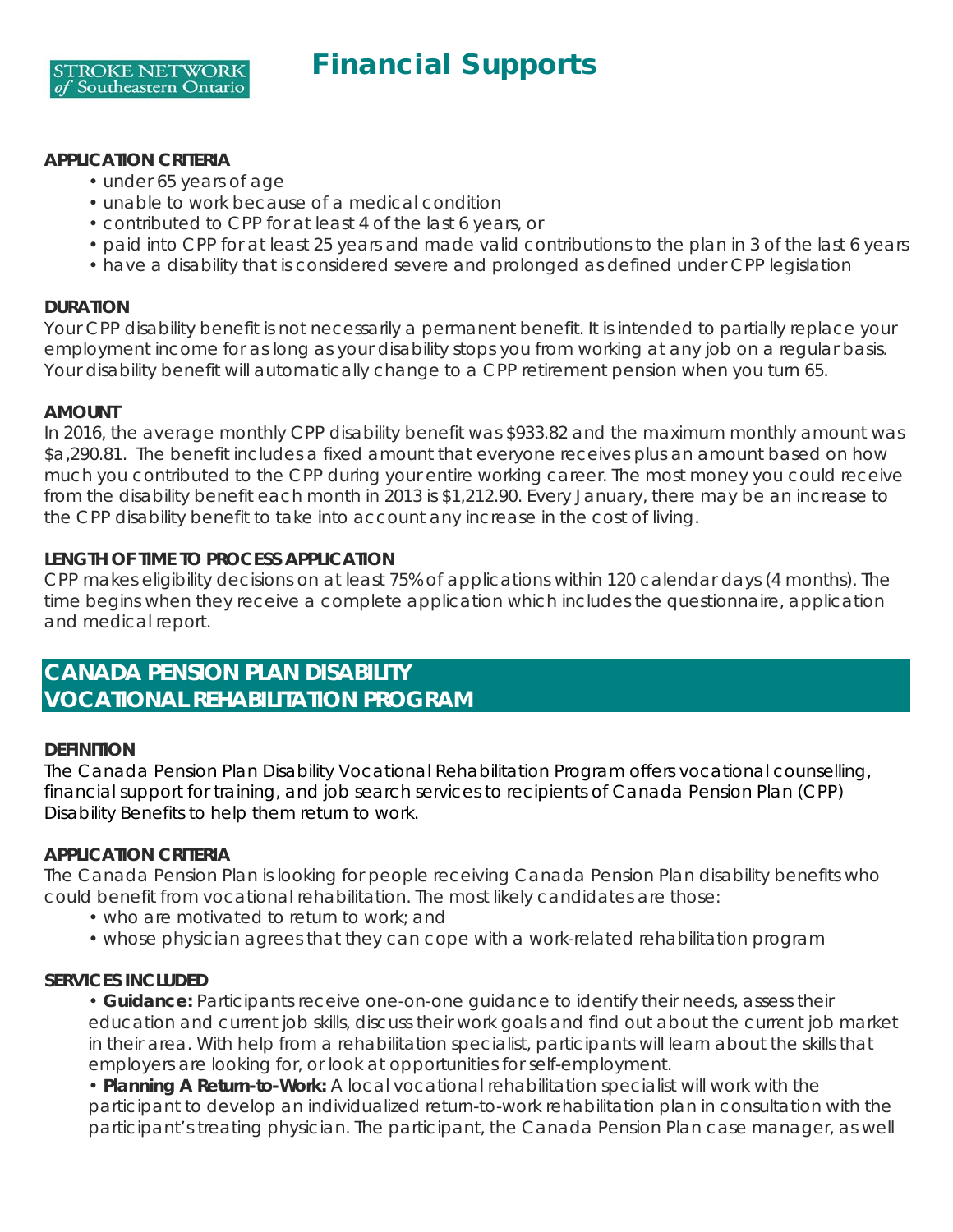**APPLICATION CRITERIA**

- under 65 years of age
- unable to work because of a medical condition
- contributed to CPP for at least 4 of the last 6 years, or
- paid into CPP for at least 25 years and made valid contributions to the plan in 3 of the last 6 years
- have a disability that is considered severe and prolonged as defined under CPP legislation

**DURATION**

Your CPP disability benefit is not necessarily a permanent benefit. It is intended to partially replace your employment income for as long as your disability stops you from working at any job on a regular basis. Your disability benefit will automatically change to a CPP retirement pension when you turn 65.

**AMOUNT**

In 2016, the average monthly CPP disability benefit was $933.82 and the maximum monthly amount was $a,290.81. The benefit includes a fixed amount that everyone receives plus an amount based on how much you contributed to the CPP during your entire working career. The most money you could receive from the disability benefit each month in 2013 is $1,212.90. Every January, there may be an increase to the CPP disability benefit to take into account any increase in the cost of living.

**LENGTH OF TIME TO PROCESS APPLICATION**

CPP makes eligibility decisions on at least 75% of applications within 120 calendar days (4 months). The time begins when they receive a complete application which includes the questionnaire, application and medical report.

## CANADA PENSION PLAN DISABILITY VOCATIONAL REHABILITATION PROGRAM

**DEFINITION**

The Canada Pension Plan Disability Vocational Rehabilitation Program offers vocational counselling, financial support for training, and job search services to recipients of Canada Pension Plan (CPP) Disability Benefits to help them return to work.

**APPLICATION CRITERIA**

The Canada Pension Plan is looking for people receiving Canada Pension Plan disability benefits who could benefit from vocational rehabilitation. The most likely candidates are those:

- who are motivated to return to work; and
- whose physician agrees that they can cope with a work-related rehabilitation program

**SERVICES INCLUDED**

- **Guidance:** Participants receive one-on-one guidance to identify their needs, assess their education and current job skills, discuss their work goals and find out about the current job market in their area. With help from a rehabilitation specialist, participants will learn about the skills that employers are looking for, or look at opportunities for self-employment.
- **Planning A Return-to-Work:** A local vocational rehabilitation specialist will work with the participant to develop an individualized return-to-work rehabilitation plan in consultation with the participant's treating physician. The participant, the Canada Pension Plan case manager, as well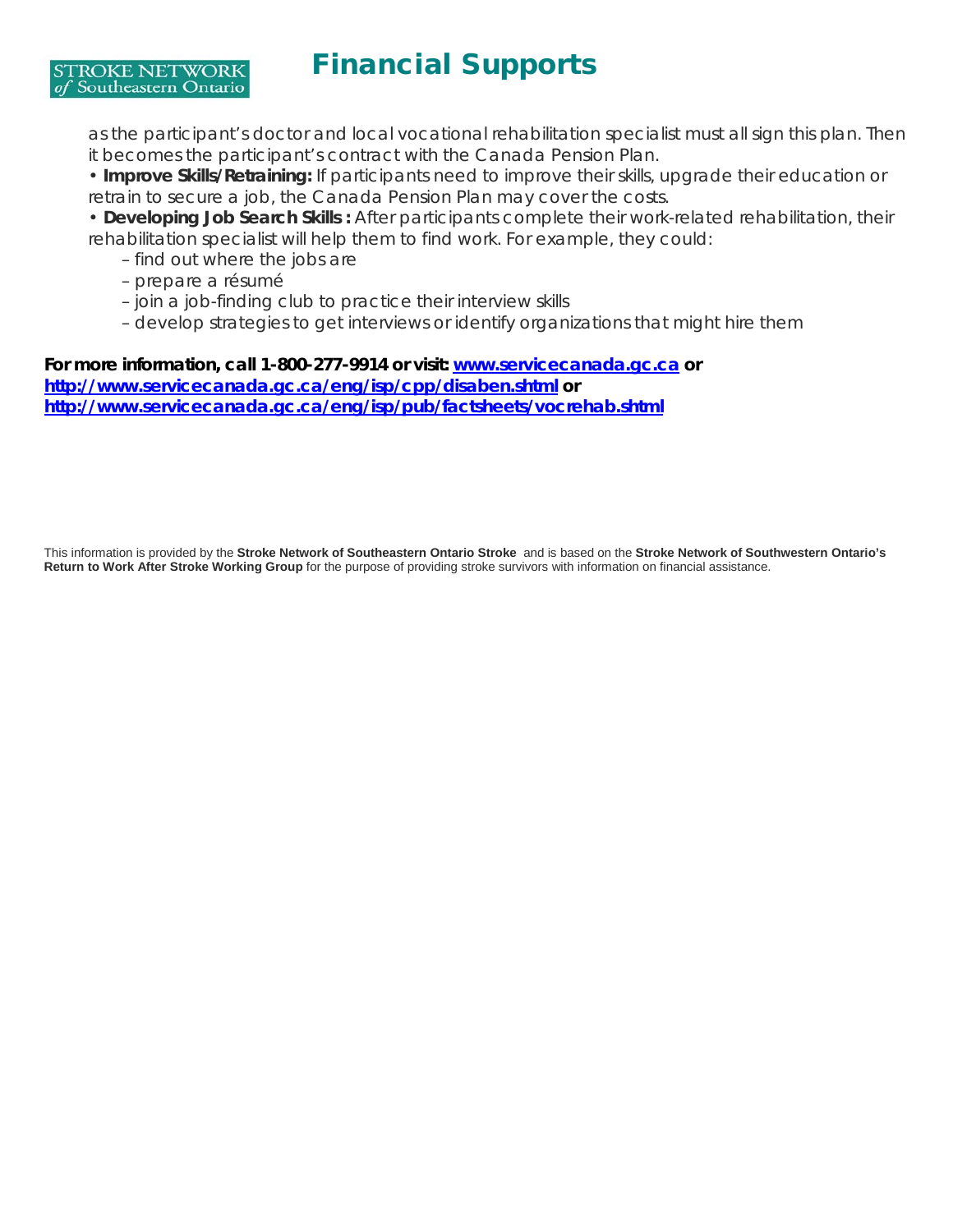as the participant's doctor and local vocational rehabilitation specialist must all sign this plan. Then it becomes the participant's contract with the Canada Pension Plan.

- **Improve Skills/Retraining:** If participants need to improve their skills, upgrade their education or retrain to secure a job, the Canada Pension Plan may cover the costs.
- **Developing Job Search Skills :** After participants complete their work-related rehabilitation, their rehabilitation specialist will help them to find work. For example, they could:
  - find out where the jobs are
  - prepare a résumé
  - join a job-finding club to practice their interview skills
  - develop strategies to get interviews or identify organizations that might hire them

**For more information, call 1-800-277-9914 or visit: [www.servicecanada.gc.ca](http://www.servicecanada.gc.ca) or [http://www.servicecanada.gc.ca/eng/isp/cpp/disaben.shtml](http://www.servicecanada.gc.ca/eng/isp/cpp/disaben.shtml) or [http://www.servicecanada.gc.ca/eng/isp/pub/factsheets/vocrehab.shtml](http://www.servicecanada.gc.ca/eng/isp/pub/factsheets/vocrehab.shtml)**

This information is provided by the **Stroke Network of Southeastern Ontario Stroke** and is based on the **Stroke Network of Southwestern Ontario's Return to Work After Stroke Working Group** for the purpose of providing stroke survivors with information on financial assistance.